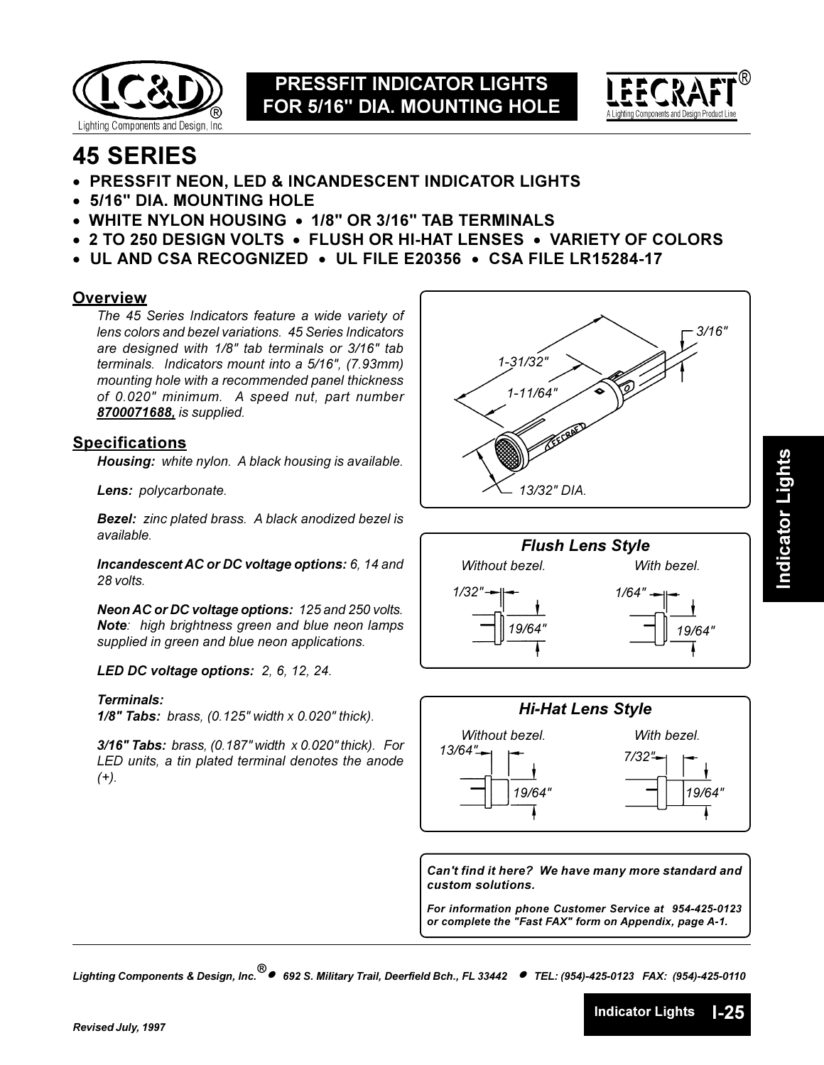PRESSFIT INDICATOR LIGHTS FOR 5/16" DIA. MOUNTING HOLE

# 45 SERIES

- **PRESSFIT NEON, LED & INCANDESCENT INDICATOR LIGHTS**
- **5/16" DIA. MOUNTING HOLE**
- **WHITE NYLON HOUSING • 1/8" OR 3/16" TAB TERMINALS**
- **2 TO 250 DESIGN VOLTS • FLUSH OR HI-HAT LENSES • VARIETY OF COLORS**
- **UL AND CSA RECOGNIZED • UL FILE E20356 • CSA FILE LR15284-17**

## Overview

*The 45 Series Indicators feature a wide variety of lens colors and bezel variations. 45 Series Indicators are designed with 1/8" tab terminals or 3/16" tab terminals. Indicators mount into a 5/16", (7.93mm) mounting hole with a recommended panel thickness of 0.020" minimum. A speed nut, part number **8700071688,** is supplied.*

## Specifications

***Housing:*** *white nylon. A black housing is available.*

***Lens:*** *polycarbonate.*

***Bezel:*** *zinc plated brass. A black anodized bezel is available.*

***Incandescent AC or DC voltage options:*** *6, 14 and 28 volts.*

***Neon AC or DC voltage options:*** *125 and 250 volts.* ***Note****: high brightness green and blue neon lamps supplied in green and blue neon applications.*

***LED DC voltage options:*** *2, 6, 12, 24.*

***Terminals:***
***1/8" Tabs:*** *brass, (0.125" width x 0.020" thick).*

***3/16" Tabs:*** *brass, (0.187" width x 0.020" thick). For LED units, a tin plated terminal denotes the anode (+).*

1-31/32" | 1-11/64" | 3/16" | 13/32" DIA.

### Flush Lens Style

Without bezel: 1/32", 19/64"

With bezel: 1/64", 19/64"

### Hi-Hat Lens Style

Without bezel: 13/64", 19/64"

With bezel: 7/32", 19/64"

***Can't find it here? We have many more standard and custom solutions.***

***For information phone Customer Service at 954-425-0123 or complete the "Fast FAX" form on Appendix, page A-1.***

*Lighting Components & Design, Inc.® • 692 S. Military Trail, Deerfield Bch., FL 33442 • TEL: (954)-425-0123 FAX: (954)-425-0110*

*Revised July, 1997*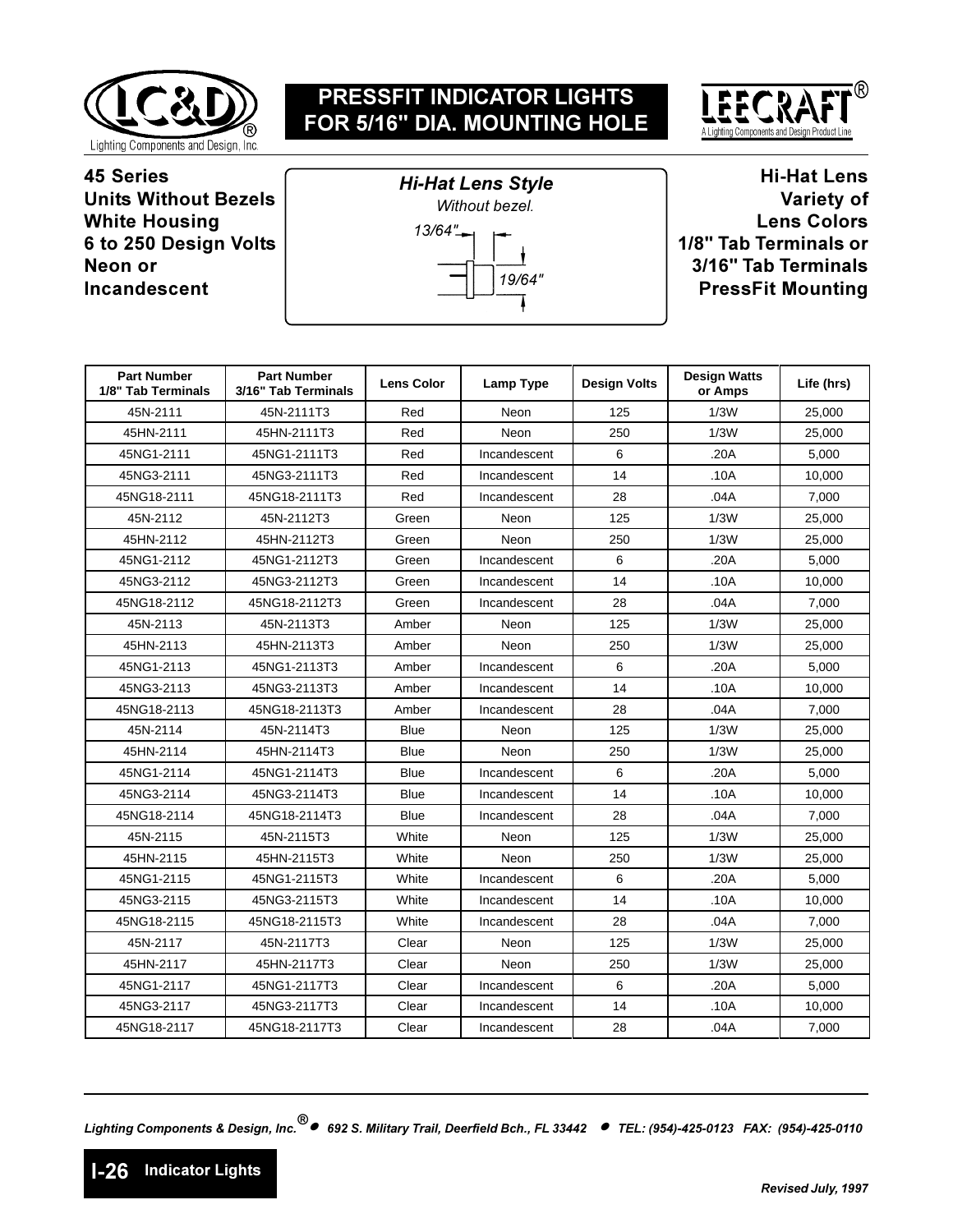# PRESSFIT INDICATOR LIGHTS FOR 5/16" DIA. MOUNTING HOLE

**45 Series**
**Units Without Bezels**
**White Housing**
**6 to 250 Design Volts**
**Neon or**
**Incandescent**

***Hi-Hat Lens Style***

*Without bezel.*

*13/64"*

*19/64"*

**Hi-Hat Lens**
**Variety of**
**Lens Colors**
**1/8" Tab Terminals or**
**3/16" Tab Terminals**
**PressFit Mounting**

| Part Number 1/8" Tab Terminals | Part Number 3/16" Tab Terminals | Lens Color | Lamp Type | Design Volts | Design Watts or Amps | Life (hrs) |
|---|---|---|---|---|---|---|
| 45N-2111 | 45N-2111T3 | Red | Neon | 125 | 1/3W | 25,000 |
| 45HN-2111 | 45HN-2111T3 | Red | Neon | 250 | 1/3W | 25,000 |
| 45NG1-2111 | 45NG1-2111T3 | Red | Incandescent | 6 | .20A | 5,000 |
| 45NG3-2111 | 45NG3-2111T3 | Red | Incandescent | 14 | .10A | 10,000 |
| 45NG18-2111 | 45NG18-2111T3 | Red | Incandescent | 28 | .04A | 7,000 |
| 45N-2112 | 45N-2112T3 | Green | Neon | 125 | 1/3W | 25,000 |
| 45HN-2112 | 45HN-2112T3 | Green | Neon | 250 | 1/3W | 25,000 |
| 45NG1-2112 | 45NG1-2112T3 | Green | Incandescent | 6 | .20A | 5,000 |
| 45NG3-2112 | 45NG3-2112T3 | Green | Incandescent | 14 | .10A | 10,000 |
| 45NG18-2112 | 45NG18-2112T3 | Green | Incandescent | 28 | .04A | 7,000 |
| 45N-2113 | 45N-2113T3 | Amber | Neon | 125 | 1/3W | 25,000 |
| 45HN-2113 | 45HN-2113T3 | Amber | Neon | 250 | 1/3W | 25,000 |
| 45NG1-2113 | 45NG1-2113T3 | Amber | Incandescent | 6 | .20A | 5,000 |
| 45NG3-2113 | 45NG3-2113T3 | Amber | Incandescent | 14 | .10A | 10,000 |
| 45NG18-2113 | 45NG18-2113T3 | Amber | Incandescent | 28 | .04A | 7,000 |
| 45N-2114 | 45N-2114T3 | Blue | Neon | 125 | 1/3W | 25,000 |
| 45HN-2114 | 45HN-2114T3 | Blue | Neon | 250 | 1/3W | 25,000 |
| 45NG1-2114 | 45NG1-2114T3 | Blue | Incandescent | 6 | .20A | 5,000 |
| 45NG3-2114 | 45NG3-2114T3 | Blue | Incandescent | 14 | .10A | 10,000 |
| 45NG18-2114 | 45NG18-2114T3 | Blue | Incandescent | 28 | .04A | 7,000 |
| 45N-2115 | 45N-2115T3 | White | Neon | 125 | 1/3W | 25,000 |
| 45HN-2115 | 45HN-2115T3 | White | Neon | 250 | 1/3W | 25,000 |
| 45NG1-2115 | 45NG1-2115T3 | White | Incandescent | 6 | .20A | 5,000 |
| 45NG3-2115 | 45NG3-2115T3 | White | Incandescent | 14 | .10A | 10,000 |
| 45NG18-2115 | 45NG18-2115T3 | White | Incandescent | 28 | .04A | 7,000 |
| 45N-2117 | 45N-2117T3 | Clear | Neon | 125 | 1/3W | 25,000 |
| 45HN-2117 | 45HN-2117T3 | Clear | Neon | 250 | 1/3W | 25,000 |
| 45NG1-2117 | 45NG1-2117T3 | Clear | Incandescent | 6 | .20A | 5,000 |
| 45NG3-2117 | 45NG3-2117T3 | Clear | Incandescent | 14 | .10A | 10,000 |
| 45NG18-2117 | 45NG18-2117T3 | Clear | Incandescent | 28 | .04A | 7,000 |

*Lighting Components & Design, Inc.® • 692 S. Military Trail, Deerfield Bch., FL 33442 • TEL: (954)-425-0123 FAX: (954)-425-0110*

*Revised July, 1997*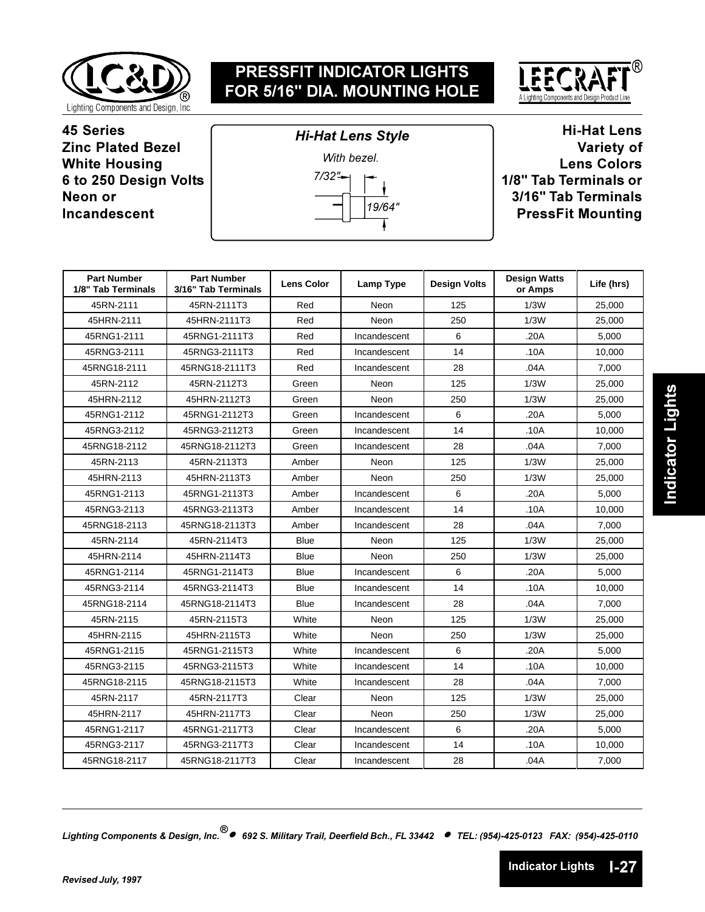# PRESSFIT INDICATOR LIGHTS FOR 5/16" DIA. MOUNTING HOLE

**45 Series**
**Zinc Plated Bezel**
**White Housing**
**6 to 250 Design Volts**
**Neon or**
**Incandescent**

***Hi-Hat Lens Style***

*With bezel.*

7/32"

19/64"

**Hi-Hat Lens**
**Variety of**
**Lens Colors**
**1/8" Tab Terminals or**
**3/16" Tab Terminals**
**PressFit Mounting**

| Part Number 1/8" Tab Terminals | Part Number 3/16" Tab Terminals | Lens Color | Lamp Type | Design Volts | Design Watts or Amps | Life (hrs) |
|---|---|---|---|---|---|---|
| 45RN-2111 | 45RN-2111T3 | Red | Neon | 125 | 1/3W | 25,000 |
| 45HRN-2111 | 45HRN-2111T3 | Red | Neon | 250 | 1/3W | 25,000 |
| 45RNG1-2111 | 45RNG1-2111T3 | Red | Incandescent | 6 | .20A | 5,000 |
| 45RNG3-2111 | 45RNG3-2111T3 | Red | Incandescent | 14 | .10A | 10,000 |
| 45RNG18-2111 | 45RNG18-2111T3 | Red | Incandescent | 28 | .04A | 7,000 |
| 45RN-2112 | 45RN-2112T3 | Green | Neon | 125 | 1/3W | 25,000 |
| 45HRN-2112 | 45HRN-2112T3 | Green | Neon | 250 | 1/3W | 25,000 |
| 45RNG1-2112 | 45RNG1-2112T3 | Green | Incandescent | 6 | .20A | 5,000 |
| 45RNG3-2112 | 45RNG3-2112T3 | Green | Incandescent | 14 | .10A | 10,000 |
| 45RNG18-2112 | 45RNG18-2112T3 | Green | Incandescent | 28 | .04A | 7,000 |
| 45RN-2113 | 45RN-2113T3 | Amber | Neon | 125 | 1/3W | 25,000 |
| 45HRN-2113 | 45HRN-2113T3 | Amber | Neon | 250 | 1/3W | 25,000 |
| 45RNG1-2113 | 45RNG1-2113T3 | Amber | Incandescent | 6 | .20A | 5,000 |
| 45RNG3-2113 | 45RNG3-2113T3 | Amber | Incandescent | 14 | .10A | 10,000 |
| 45RNG18-2113 | 45RNG18-2113T3 | Amber | Incandescent | 28 | .04A | 7,000 |
| 45RN-2114 | 45RN-2114T3 | Blue | Neon | 125 | 1/3W | 25,000 |
| 45HRN-2114 | 45HRN-2114T3 | Blue | Neon | 250 | 1/3W | 25,000 |
| 45RNG1-2114 | 45RNG1-2114T3 | Blue | Incandescent | 6 | .20A | 5,000 |
| 45RNG3-2114 | 45RNG3-2114T3 | Blue | Incandescent | 14 | .10A | 10,000 |
| 45RNG18-2114 | 45RNG18-2114T3 | Blue | Incandescent | 28 | .04A | 7,000 |
| 45RN-2115 | 45RN-2115T3 | White | Neon | 125 | 1/3W | 25,000 |
| 45HRN-2115 | 45HRN-2115T3 | White | Neon | 250 | 1/3W | 25,000 |
| 45RNG1-2115 | 45RNG1-2115T3 | White | Incandescent | 6 | .20A | 5,000 |
| 45RNG3-2115 | 45RNG3-2115T3 | White | Incandescent | 14 | .10A | 10,000 |
| 45RNG18-2115 | 45RNG18-2115T3 | White | Incandescent | 28 | .04A | 7,000 |
| 45RN-2117 | 45RN-2117T3 | Clear | Neon | 125 | 1/3W | 25,000 |
| 45HRN-2117 | 45HRN-2117T3 | Clear | Neon | 250 | 1/3W | 25,000 |
| 45RNG1-2117 | 45RNG1-2117T3 | Clear | Incandescent | 6 | .20A | 5,000 |
| 45RNG3-2117 | 45RNG3-2117T3 | Clear | Incandescent | 14 | .10A | 10,000 |
| 45RNG18-2117 | 45RNG18-2117T3 | Clear | Incandescent | 28 | .04A | 7,000 |

*Lighting Components & Design, Inc.® • 692 S. Military Trail, Deerfield Bch., FL 33442 • TEL: (954)-425-0123 FAX: (954)-425-0110*

*Revised July, 1997*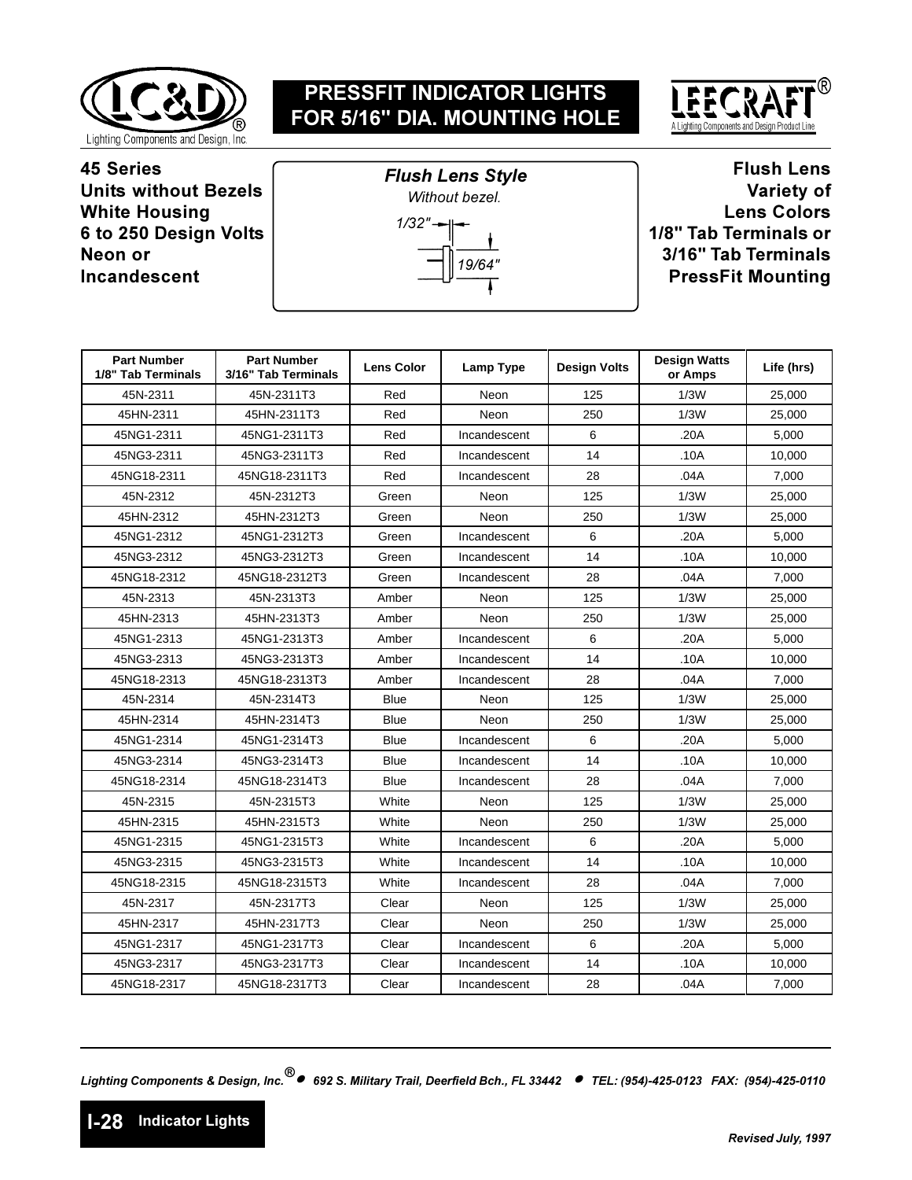# PRESSFIT INDICATOR LIGHTS FOR 5/16" DIA. MOUNTING HOLE

**45 Series**
**Units without Bezels**
**White Housing**
**6 to 250 Design Volts**
**Neon or**
**Incandescent**

***Flush Lens Style***

*Without bezel.*

*1/32"*

*19/64"*

**Flush Lens**
**Variety of**
**Lens Colors**
**1/8" Tab Terminals or**
**3/16" Tab Terminals**
**PressFit Mounting**

| Part Number 1/8" Tab Terminals | Part Number 3/16" Tab Terminals | Lens Color | Lamp Type | Design Volts | Design Watts or Amps | Life (hrs) |
|---|---|---|---|---|---|---|
| 45N-2311 | 45N-2311T3 | Red | Neon | 125 | 1/3W | 25,000 |
| 45HN-2311 | 45HN-2311T3 | Red | Neon | 250 | 1/3W | 25,000 |
| 45NG1-2311 | 45NG1-2311T3 | Red | Incandescent | 6 | .20A | 5,000 |
| 45NG3-2311 | 45NG3-2311T3 | Red | Incandescent | 14 | .10A | 10,000 |
| 45NG18-2311 | 45NG18-2311T3 | Red | Incandescent | 28 | .04A | 7,000 |
| 45N-2312 | 45N-2312T3 | Green | Neon | 125 | 1/3W | 25,000 |
| 45HN-2312 | 45HN-2312T3 | Green | Neon | 250 | 1/3W | 25,000 |
| 45NG1-2312 | 45NG1-2312T3 | Green | Incandescent | 6 | .20A | 5,000 |
| 45NG3-2312 | 45NG3-2312T3 | Green | Incandescent | 14 | .10A | 10,000 |
| 45NG18-2312 | 45NG18-2312T3 | Green | Incandescent | 28 | .04A | 7,000 |
| 45N-2313 | 45N-2313T3 | Amber | Neon | 125 | 1/3W | 25,000 |
| 45HN-2313 | 45HN-2313T3 | Amber | Neon | 250 | 1/3W | 25,000 |
| 45NG1-2313 | 45NG1-2313T3 | Amber | Incandescent | 6 | .20A | 5,000 |
| 45NG3-2313 | 45NG3-2313T3 | Amber | Incandescent | 14 | .10A | 10,000 |
| 45NG18-2313 | 45NG18-2313T3 | Amber | Incandescent | 28 | .04A | 7,000 |
| 45N-2314 | 45N-2314T3 | Blue | Neon | 125 | 1/3W | 25,000 |
| 45HN-2314 | 45HN-2314T3 | Blue | Neon | 250 | 1/3W | 25,000 |
| 45NG1-2314 | 45NG1-2314T3 | Blue | Incandescent | 6 | .20A | 5,000 |
| 45NG3-2314 | 45NG3-2314T3 | Blue | Incandescent | 14 | .10A | 10,000 |
| 45NG18-2314 | 45NG18-2314T3 | Blue | Incandescent | 28 | .04A | 7,000 |
| 45N-2315 | 45N-2315T3 | White | Neon | 125 | 1/3W | 25,000 |
| 45HN-2315 | 45HN-2315T3 | White | Neon | 250 | 1/3W | 25,000 |
| 45NG1-2315 | 45NG1-2315T3 | White | Incandescent | 6 | .20A | 5,000 |
| 45NG3-2315 | 45NG3-2315T3 | White | Incandescent | 14 | .10A | 10,000 |
| 45NG18-2315 | 45NG18-2315T3 | White | Incandescent | 28 | .04A | 7,000 |
| 45N-2317 | 45N-2317T3 | Clear | Neon | 125 | 1/3W | 25,000 |
| 45HN-2317 | 45HN-2317T3 | Clear | Neon | 250 | 1/3W | 25,000 |
| 45NG1-2317 | 45NG1-2317T3 | Clear | Incandescent | 6 | .20A | 5,000 |
| 45NG3-2317 | 45NG3-2317T3 | Clear | Incandescent | 14 | .10A | 10,000 |
| 45NG18-2317 | 45NG18-2317T3 | Clear | Incandescent | 28 | .04A | 7,000 |

*Revised July, 1997*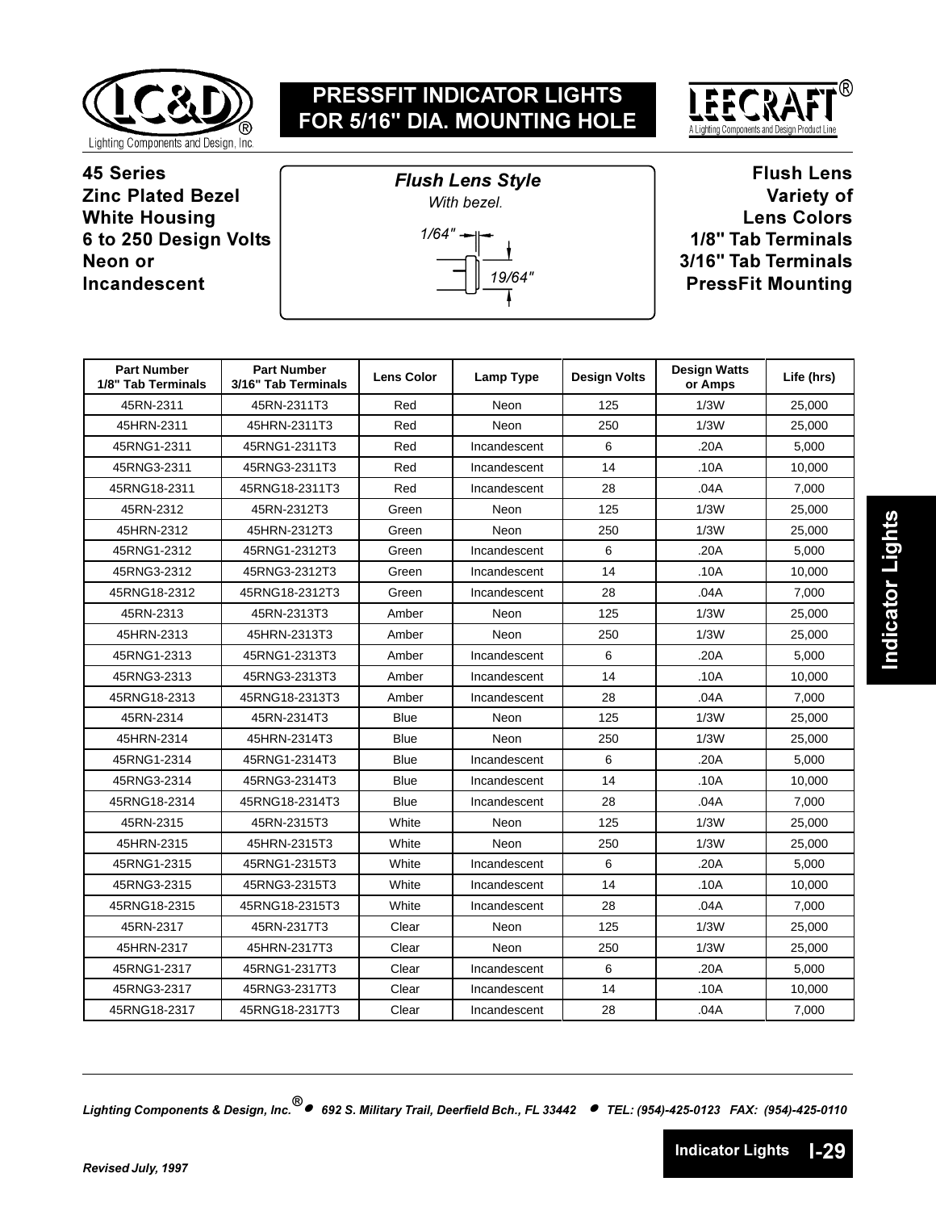# PRESSFIT INDICATOR LIGHTS FOR 5/16" DIA. MOUNTING HOLE

**45 Series**
**Zinc Plated Bezel**
**White Housing**
**6 to 250 Design Volts**
**Neon or**
**Incandescent**

***Flush Lens Style***

*With bezel.*

*1/64"*

*19/64"*

**Flush Lens**
**Variety of**
**Lens Colors**
**1/8" Tab Terminals**
**3/16" Tab Terminals**
**PressFit Mounting**

| Part Number 1/8" Tab Terminals | Part Number 3/16" Tab Terminals | Lens Color | Lamp Type | Design Volts | Design Watts or Amps | Life (hrs) |
|---|---|---|---|---|---|---|
| 45RN-2311 | 45RN-2311T3 | Red | Neon | 125 | 1/3W | 25,000 |
| 45HRN-2311 | 45HRN-2311T3 | Red | Neon | 250 | 1/3W | 25,000 |
| 45RNG1-2311 | 45RNG1-2311T3 | Red | Incandescent | 6 | .20A | 5,000 |
| 45RNG3-2311 | 45RNG3-2311T3 | Red | Incandescent | 14 | .10A | 10,000 |
| 45RNG18-2311 | 45RNG18-2311T3 | Red | Incandescent | 28 | .04A | 7,000 |
| 45RN-2312 | 45RN-2312T3 | Green | Neon | 125 | 1/3W | 25,000 |
| 45HRN-2312 | 45HRN-2312T3 | Green | Neon | 250 | 1/3W | 25,000 |
| 45RNG1-2312 | 45RNG1-2312T3 | Green | Incandescent | 6 | .20A | 5,000 |
| 45RNG3-2312 | 45RNG3-2312T3 | Green | Incandescent | 14 | .10A | 10,000 |
| 45RNG18-2312 | 45RNG18-2312T3 | Green | Incandescent | 28 | .04A | 7,000 |
| 45RN-2313 | 45RN-2313T3 | Amber | Neon | 125 | 1/3W | 25,000 |
| 45HRN-2313 | 45HRN-2313T3 | Amber | Neon | 250 | 1/3W | 25,000 |
| 45RNG1-2313 | 45RNG1-2313T3 | Amber | Incandescent | 6 | .20A | 5,000 |
| 45RNG3-2313 | 45RNG3-2313T3 | Amber | Incandescent | 14 | .10A | 10,000 |
| 45RNG18-2313 | 45RNG18-2313T3 | Amber | Incandescent | 28 | .04A | 7,000 |
| 45RN-2314 | 45RN-2314T3 | Blue | Neon | 125 | 1/3W | 25,000 |
| 45HRN-2314 | 45HRN-2314T3 | Blue | Neon | 250 | 1/3W | 25,000 |
| 45RNG1-2314 | 45RNG1-2314T3 | Blue | Incandescent | 6 | .20A | 5,000 |
| 45RNG3-2314 | 45RNG3-2314T3 | Blue | Incandescent | 14 | .10A | 10,000 |
| 45RNG18-2314 | 45RNG18-2314T3 | Blue | Incandescent | 28 | .04A | 7,000 |
| 45RN-2315 | 45RN-2315T3 | White | Neon | 125 | 1/3W | 25,000 |
| 45HRN-2315 | 45HRN-2315T3 | White | Neon | 250 | 1/3W | 25,000 |
| 45RNG1-2315 | 45RNG1-2315T3 | White | Incandescent | 6 | .20A | 5,000 |
| 45RNG3-2315 | 45RNG3-2315T3 | White | Incandescent | 14 | .10A | 10,000 |
| 45RNG18-2315 | 45RNG18-2315T3 | White | Incandescent | 28 | .04A | 7,000 |
| 45RN-2317 | 45RN-2317T3 | Clear | Neon | 125 | 1/3W | 25,000 |
| 45HRN-2317 | 45HRN-2317T3 | Clear | Neon | 250 | 1/3W | 25,000 |
| 45RNG1-2317 | 45RNG1-2317T3 | Clear | Incandescent | 6 | .20A | 5,000 |
| 45RNG3-2317 | 45RNG3-2317T3 | Clear | Incandescent | 14 | .10A | 10,000 |
| 45RNG18-2317 | 45RNG18-2317T3 | Clear | Incandescent | 28 | .04A | 7,000 |

*Lighting Components & Design, Inc.® • 692 S. Military Trail, Deerfield Bch., FL 33442 • TEL: (954)-425-0123 FAX: (954)-425-0110*

*Revised July, 1997*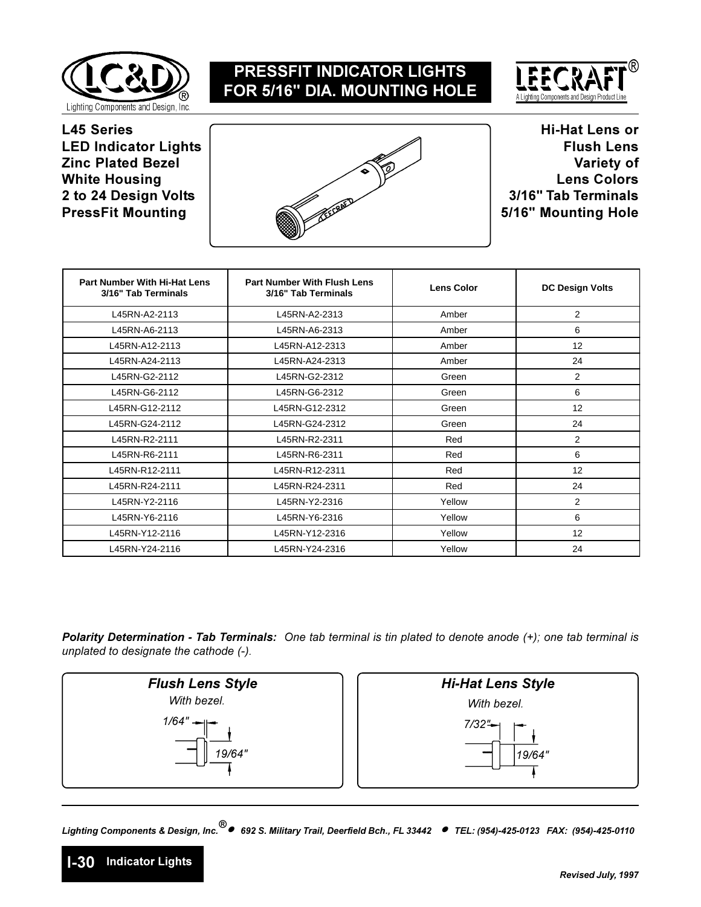# PRESSFIT INDICATOR LIGHTS FOR 5/16" DIA. MOUNTING HOLE

**L45 Series**
**LED Indicator Lights**
**Zinc Plated Bezel**
**White Housing**
**2 to 24 Design Volts**
**PressFit Mounting**

**Hi-Hat Lens or**
**Flush Lens**
**Variety of**
**Lens Colors**
**3/16" Tab Terminals**
**5/16" Mounting Hole**

| Part Number With Hi-Hat Lens 3/16" Tab Terminals | Part Number With Flush Lens 3/16" Tab Terminals | Lens Color | DC Design Volts |
|---|---|---|---|
| L45RN-A2-2113 | L45RN-A2-2313 | Amber | 2 |
| L45RN-A6-2113 | L45RN-A6-2313 | Amber | 6 |
| L45RN-A12-2113 | L45RN-A12-2313 | Amber | 12 |
| L45RN-A24-2113 | L45RN-A24-2313 | Amber | 24 |
| L45RN-G2-2112 | L45RN-G2-2312 | Green | 2 |
| L45RN-G6-2112 | L45RN-G6-2312 | Green | 6 |
| L45RN-G12-2112 | L45RN-G12-2312 | Green | 12 |
| L45RN-G24-2112 | L45RN-G24-2312 | Green | 24 |
| L45RN-R2-2111 | L45RN-R2-2311 | Red | 2 |
| L45RN-R6-2111 | L45RN-R6-2311 | Red | 6 |
| L45RN-R12-2111 | L45RN-R12-2311 | Red | 12 |
| L45RN-R24-2111 | L45RN-R24-2311 | Red | 24 |
| L45RN-Y2-2116 | L45RN-Y2-2316 | Yellow | 2 |
| L45RN-Y6-2116 | L45RN-Y6-2316 | Yellow | 6 |
| L45RN-Y12-2116 | L45RN-Y12-2316 | Yellow | 12 |
| L45RN-Y24-2116 | L45RN-Y24-2316 | Yellow | 24 |

***Polarity Determination - Tab Terminals:*** *One tab terminal is tin plated to denote anode (+); one tab terminal is unplated to designate the cathode (-).*

***Flush Lens Style***

*With bezel.*

1/64"

19/64"

***Hi-Hat Lens Style***

*With bezel.*

7/32"

19/64"

*Lighting Components & Design, Inc.® • 692 S. Military Trail, Deerfield Bch., FL 33442 • TEL: (954)-425-0123 FAX: (954)-425-0110*

**I-30 Indicator Lights**

*Revised July, 1997*